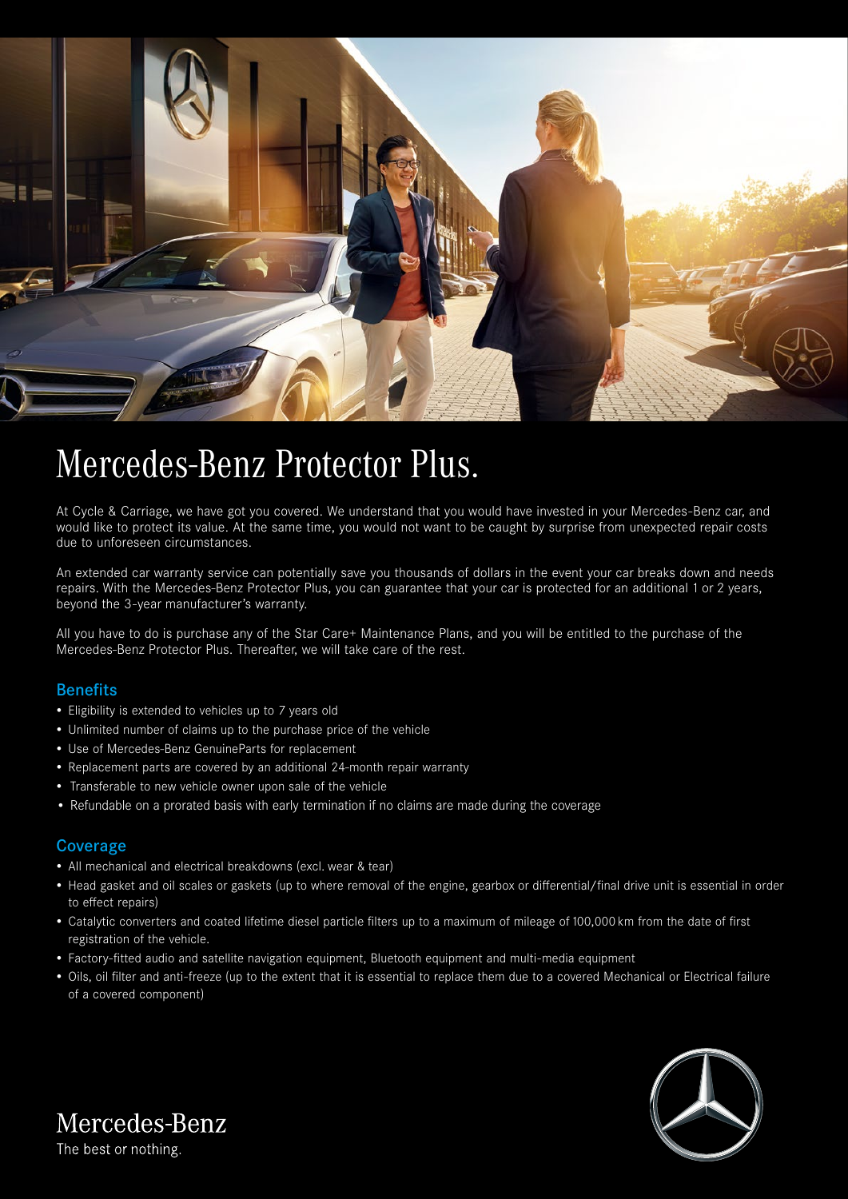# Mercedes-Benz Protector Plus.

At Cycle & Carriage, we have got you covered. We understand that you would have invested in your Mercedes-Benz car, and would like to protect its value. At the same time, you would not want to be caught by surprise from unexpected repair costs due to unforeseen circumstances.

An extended car warranty service can potentially save you thousands of dollars in the event your car breaks down and needs repairs. With the Mercedes-Benz Protector Plus, you can guarantee that your car is protected for an additional 1 or 2 years, beyond the 3-year manufacturer's warranty.

All you have to do is purchase any of the Star Care+ Maintenance Plans, and you will be entitled to the purchase of the Mercedes-Benz Protector Plus. Thereafter, we will take care of the rest.

## Benefits

- Eligibility is extended to vehicles up to 7 years old
- Unlimited number of claims up to the purchase price of the vehicle
- Use of Mercedes-Benz GenuineParts for replacement
- Replacement parts are covered by an additional 24-month repair warranty
- Transferable to new vehicle owner upon sale of the vehicle
- Refundable on a prorated basis with early termination if no claims are made during the coverage

## Coverage

- All mechanical and electrical breakdowns (excl. wear & tear)
- Head gasket and oil scales or gaskets (up to where removal of the engine, gearbox or differential/final drive unit is essential in order to effect repairs)
- Catalytic converters and coated lifetime diesel particle filters up to a maximum of mileage of 100,000 km from the date of first registration of the vehicle.
- Factory-fitted audio and satellite navigation equipment, Bluetooth equipment and multi-media equipment
- Oils, oil filter and anti-freeze (up to the extent that it is essential to replace them due to a covered Mechanical or Electrical failure of a covered component)

Mercedes-Benz

The best or nothing.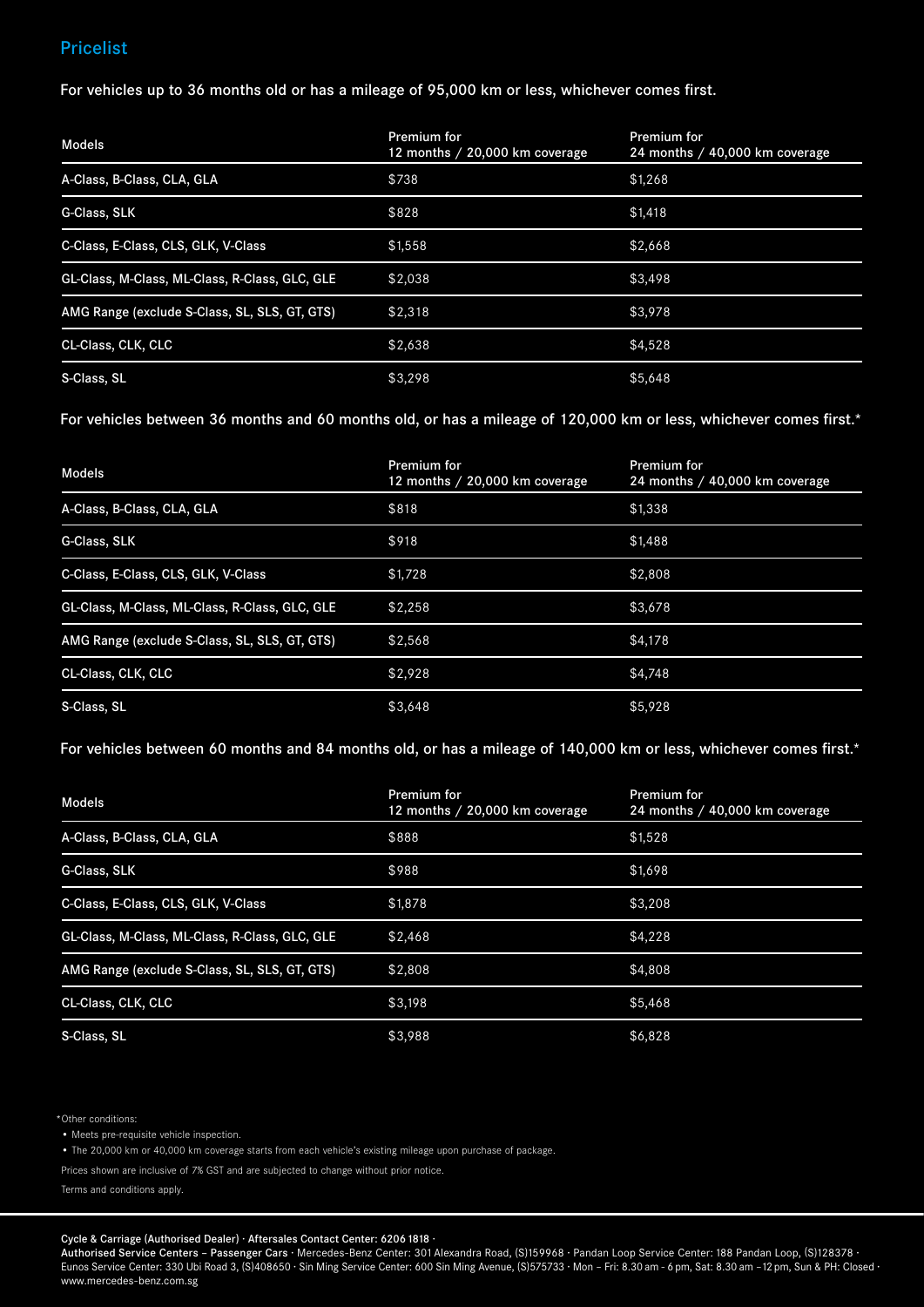## Pricelist

For vehicles up to 36 months old or has a mileage of 95,000 km or less, whichever comes first.

| Models | Premium for 12 months / 20,000 km coverage | Premium for 24 months / 40,000 km coverage |
|---|---|---|
| A-Class, B-Class, CLA, GLA | $738 | $1,268 |
| G-Class, SLK | $828 | $1,418 |
| C-Class, E-Class, CLS, GLK, V-Class | $1,558 | $2,668 |
| GL-Class, M-Class, ML-Class, R-Class, GLC, GLE | $2,038 | $3,498 |
| AMG Range (exclude S-Class, SL, SLS, GT, GTS) | $2,318 | $3,978 |
| CL-Class, CLK, CLC | $2,638 | $4,528 |
| S-Class, SL | $3,298 | $5,648 |

For vehicles between 36 months and 60 months old, or has a mileage of 120,000 km or less, whichever comes first.*

| Models | Premium for 12 months / 20,000 km coverage | Premium for 24 months / 40,000 km coverage |
|---|---|---|
| A-Class, B-Class, CLA, GLA | $818 | $1,338 |
| G-Class, SLK | $918 | $1,488 |
| C-Class, E-Class, CLS, GLK, V-Class | $1,728 | $2,808 |
| GL-Class, M-Class, ML-Class, R-Class, GLC, GLE | $2,258 | $3,678 |
| AMG Range (exclude S-Class, SL, SLS, GT, GTS) | $2,568 | $4,178 |
| CL-Class, CLK, CLC | $2,928 | $4,748 |
| S-Class, SL | $3,648 | $5,928 |

For vehicles between 60 months and 84 months old, or has a mileage of 140,000 km or less, whichever comes first.*

| Models | Premium for 12 months / 20,000 km coverage | Premium for 24 months / 40,000 km coverage |
|---|---|---|
| A-Class, B-Class, CLA, GLA | $888 | $1,528 |
| G-Class, SLK | $988 | $1,698 |
| C-Class, E-Class, CLS, GLK, V-Class | $1,878 | $3,208 |
| GL-Class, M-Class, ML-Class, R-Class, GLC, GLE | $2,468 | $4,228 |
| AMG Range (exclude S-Class, SL, SLS, GT, GTS) | $2,808 | $4,808 |
| CL-Class, CLK, CLC | $3,198 | $5,468 |
| S-Class, SL | $3,988 | $6,828 |

*Other conditions:

- Meets pre-requisite vehicle inspection.
- The 20,000 km or 40,000 km coverage starts from each vehicle's existing mileage upon purchase of package.

Prices shown are inclusive of 7% GST and are subjected to change without prior notice.

Terms and conditions apply.

**Cycle & Carriage (Authorised Dealer) · Aftersales Contact Center: 6206 1818 ·**
**Authorised Service Centers – Passenger Cars** · Mercedes-Benz Center: 301 Alexandra Road, (S)159968 · Pandan Loop Service Center: 188 Pandan Loop, (S)128378 · Eunos Service Center: 330 Ubi Road 3, (S)408650 · Sin Ming Service Center: 600 Sin Ming Avenue, (S)575733 · Mon – Fri: 8.30 am - 6 pm, Sat: 8.30 am –12 pm, Sun & PH: Closed · www.mercedes-benz.com.sg